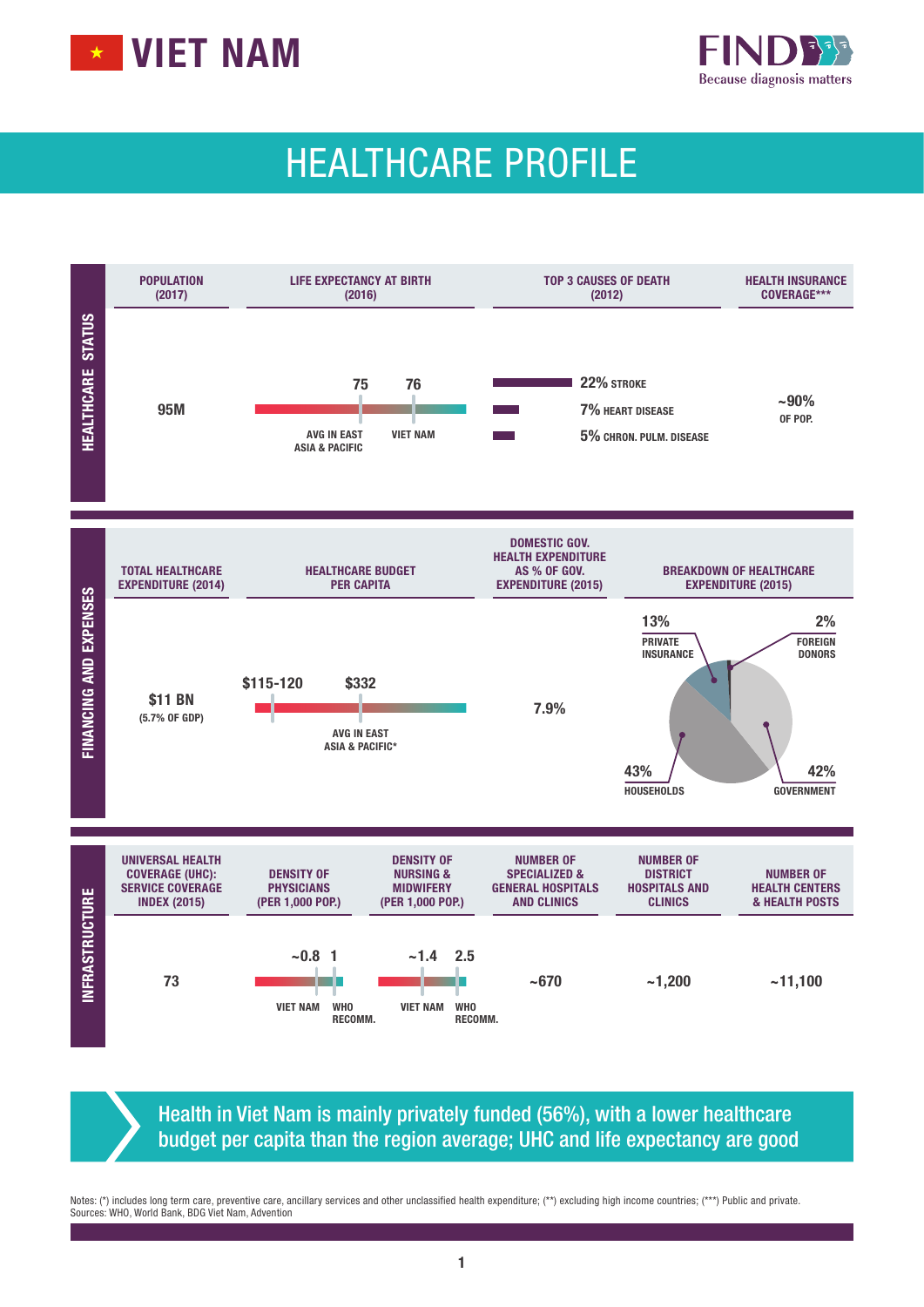# VIET NAM

FIND — Because diagnosis matters

## HEALTHCARE PROFILE

### HEALTHCARE STATUS

| POPULATION (2017) | LIFE EXPECTANCY AT BIRTH (2016) | TOP 3 CAUSES OF DEATH (2012) | HEALTH INSURANCE COVERAGE*** |
|---|---|---|---|
| 95M | 75 AVG IN EAST ASIA & PACIFIC; 76 VIET NAM | 22% STROKE; 7% HEART DISEASE; 5% CHRON. PULM. DISEASE | ~90% OF POP. |

### FINANCING AND EXPENSES

| TOTAL HEALTHCARE EXPENDITURE (2014) | HEALTHCARE BUDGET PER CAPITA | DOMESTIC GOV. HEALTH EXPENDITURE AS % OF GOV. EXPENDITURE (2015) | BREAKDOWN OF HEALTHCARE EXPENDITURE (2015) |
|---|---|---|---|
| $11 BN (5.7% OF GDP) | $115-120; $332 AVG IN EAST ASIA & PACIFIC* | 7.9% | 13% PRIVATE INSURANCE; 2% FOREIGN DONORS; 43% HOUSEHOLDS; 42% GOVERNMENT |

### INFRASTRUCTURE

| UNIVERSAL HEALTH COVERAGE (UHC): SERVICE COVERAGE INDEX (2015) | DENSITY OF PHYSICIANS (PER 1,000 POP.) | DENSITY OF NURSING & MIDWIFERY (PER 1,000 POP.) | NUMBER OF SPECIALIZED & GENERAL HOSPITALS AND CLINICS | NUMBER OF DISTRICT HOSPITALS AND CLINICS | NUMBER OF HEALTH CENTERS & HEALTH POSTS |
|---|---|---|---|---|---|
| 73 | ~0.8 VIET NAM; 1 WHO RECOMM. | ~1.4 VIET NAM; 2.5 WHO RECOMM. | ~670 | ~1,200 | ~11,100 |

**Health in Viet Nam is mainly privately funded (56%), with a lower healthcare budget per capita than the region average; UHC and life expectancy are good**

Notes: (*) includes long term care, preventive care, ancillary services and other unclassified health expenditure; (**) excluding high income countries; (***) Public and private.
Sources: WHO, World Bank, BDG Viet Nam, Advention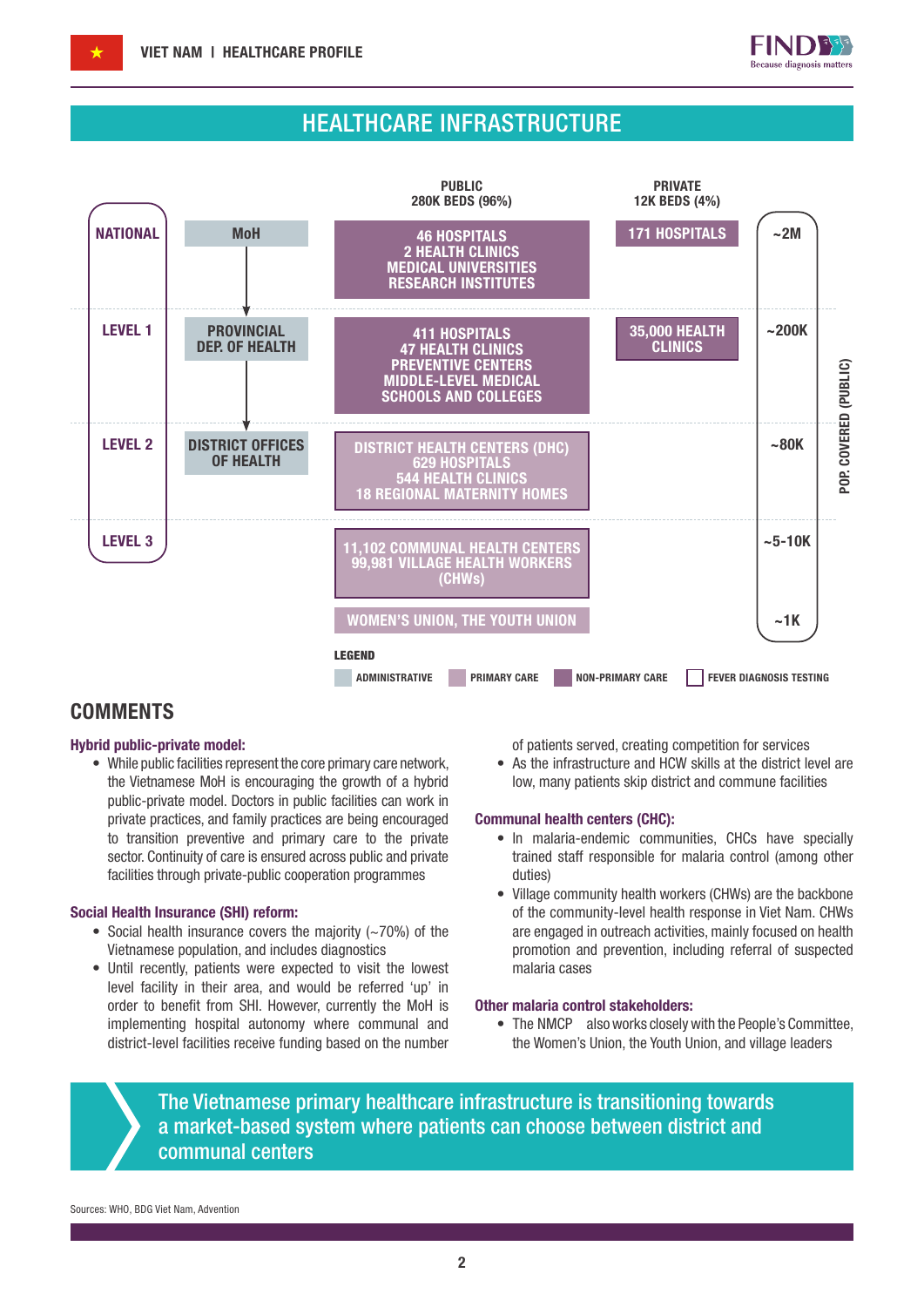# HEALTHCARE INFRASTRUCTURE

| Level | Administrative | PUBLIC 280K BEDS (96%) | PRIVATE 12K BEDS (4%) | POP. COVERED (PUBLIC) |
|---|---|---|---|---|
| NATIONAL | MoH | 46 HOSPITALS, 2 HEALTH CLINICS, MEDICAL UNIVERSITIES, RESEARCH INSTITUTES | 171 HOSPITALS | ~2M |
| LEVEL 1 | PROVINCIAL DEP. OF HEALTH | 411 HOSPITALS, 47 HEALTH CLINICS, PREVENTIVE CENTERS, MIDDLE-LEVEL MEDICAL SCHOOLS AND COLLEGES | 35,000 HEALTH CLINICS | ~200K |
| LEVEL 2 | DISTRICT OFFICES OF HEALTH | DISTRICT HEALTH CENTERS (DHC), 629 HOSPITALS, 544 HEALTH CLINICS, 18 REGIONAL MATERNITY HOMES | | ~80K |
| LEVEL 3 | | 11,102 COMMUNAL HEALTH CENTERS, 99,981 VILLAGE HEALTH WORKERS (CHWs) | | ~5-10K |
| | | WOMEN'S UNION, THE YOUTH UNION | | ~1K |

LEGEND: ADMINISTRATIVE · PRIMARY CARE · NON-PRIMARY CARE · FEVER DIAGNOSIS TESTING

## COMMENTS

### Hybrid public-private model:

- While public facilities represent the core primary care network, the Vietnamese MoH is encouraging the growth of a hybrid public-private model. Doctors in public facilities can work in private practices, and family practices are being encouraged to transition preventive and primary care to the private sector. Continuity of care is ensured across public and private facilities through private-public cooperation programmes

### Social Health Insurance (SHI) reform:

- Social health insurance covers the majority (~70%) of the Vietnamese population, and includes diagnostics
- Until recently, patients were expected to visit the lowest level facility in their area, and would be referred 'up' in order to benefit from SHI. However, currently the MoH is implementing hospital autonomy where communal and district-level facilities receive funding based on the number of patients served, creating competition for services
- As the infrastructure and HCW skills at the district level are low, many patients skip district and commune facilities

### Communal health centers (CHC):

- In malaria-endemic communities, CHCs have specially trained staff responsible for malaria control (among other duties)
- Village community health workers (CHWs) are the backbone of the community-level health response in Viet Nam. CHWs are engaged in outreach activities, mainly focused on health promotion and prevention, including referral of suspected malaria cases

### Other malaria control stakeholders:

- The NMCP also works closely with the People's Committee, the Women's Union, the Youth Union, and village leaders

**The Vietnamese primary healthcare infrastructure is transitioning towards a market-based system where patients can choose between district and communal centers**

Sources: WHO, BDG Viet Nam, Advention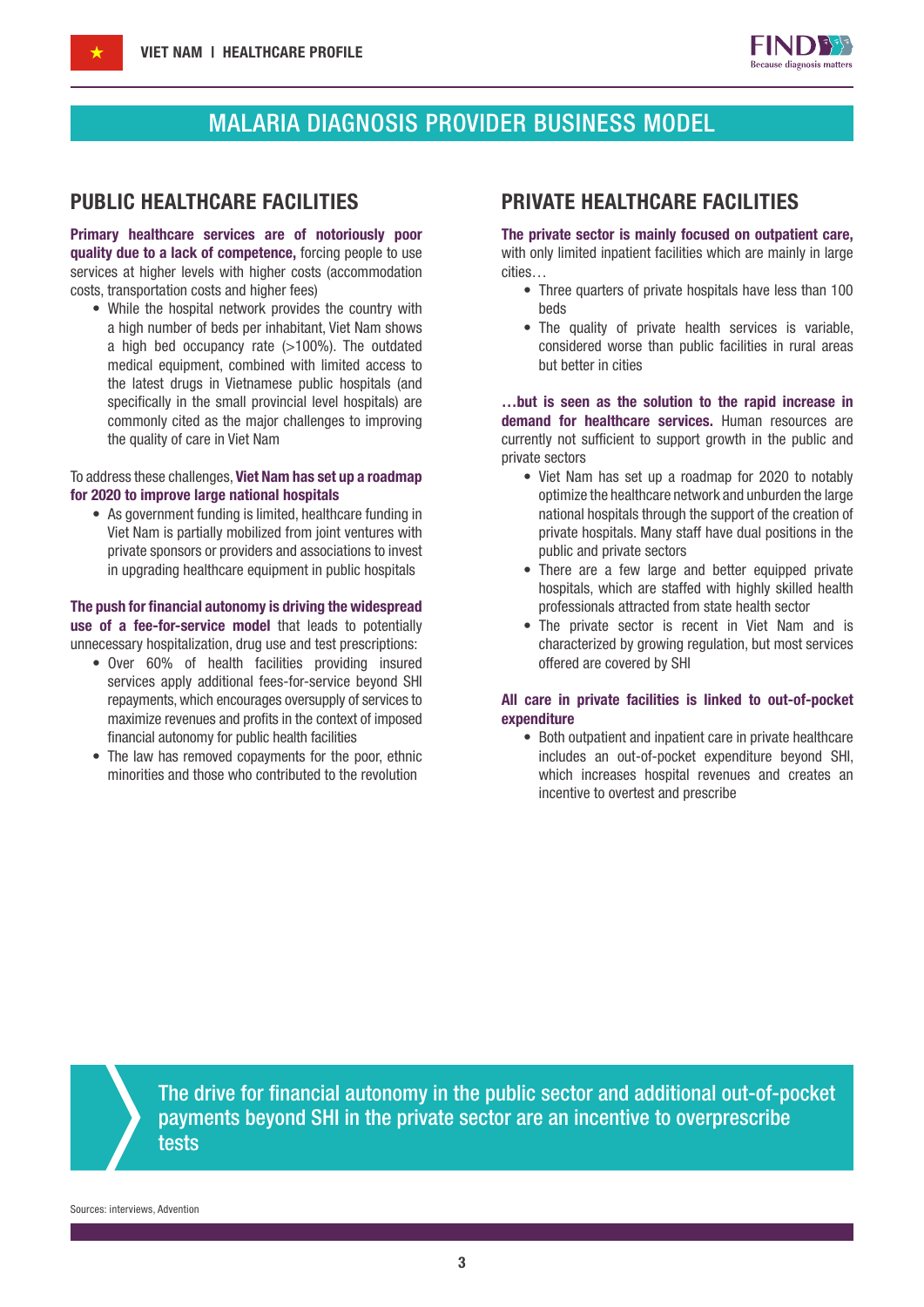# MALARIA DIAGNOSIS PROVIDER BUSINESS MODEL

## PUBLIC HEALTHCARE FACILITIES

**Primary healthcare services are of notoriously poor quality due to a lack of competence,** forcing people to use services at higher levels with higher costs (accommodation costs, transportation costs and higher fees)

- While the hospital network provides the country with a high number of beds per inhabitant, Viet Nam shows a high bed occupancy rate (>100%). The outdated medical equipment, combined with limited access to the latest drugs in Vietnamese public hospitals (and specifically in the small provincial level hospitals) are commonly cited as the major challenges to improving the quality of care in Viet Nam

To address these challenges, **Viet Nam has set up a roadmap for 2020 to improve large national hospitals**

- As government funding is limited, healthcare funding in Viet Nam is partially mobilized from joint ventures with private sponsors or providers and associations to invest in upgrading healthcare equipment in public hospitals

**The push for financial autonomy is driving the widespread use of a fee-for-service model** that leads to potentially unnecessary hospitalization, drug use and test prescriptions:

- Over 60% of health facilities providing insured services apply additional fees-for-service beyond SHI repayments, which encourages oversupply of services to maximize revenues and profits in the context of imposed financial autonomy for public health facilities
- The law has removed copayments for the poor, ethnic minorities and those who contributed to the revolution

## PRIVATE HEALTHCARE FACILITIES

**The private sector is mainly focused on outpatient care,** with only limited inpatient facilities which are mainly in large cities…

- Three quarters of private hospitals have less than 100 beds
- The quality of private health services is variable, considered worse than public facilities in rural areas but better in cities

**…but is seen as the solution to the rapid increase in demand for healthcare services.** Human resources are currently not sufficient to support growth in the public and private sectors

- Viet Nam has set up a roadmap for 2020 to notably optimize the healthcare network and unburden the large national hospitals through the support of the creation of private hospitals. Many staff have dual positions in the public and private sectors
- There are a few large and better equipped private hospitals, which are staffed with highly skilled health professionals attracted from state health sector
- The private sector is recent in Viet Nam and is characterized by growing regulation, but most services offered are covered by SHI

**All care in private facilities is linked to out-of-pocket expenditure**

- Both outpatient and inpatient care in private healthcare includes an out-of-pocket expenditure beyond SHI, which increases hospital revenues and creates an incentive to overtest and prescribe

The drive for financial autonomy in the public sector and additional out-of-pocket payments beyond SHI in the private sector are an incentive to overprescribe tests

Sources: interviews, Advention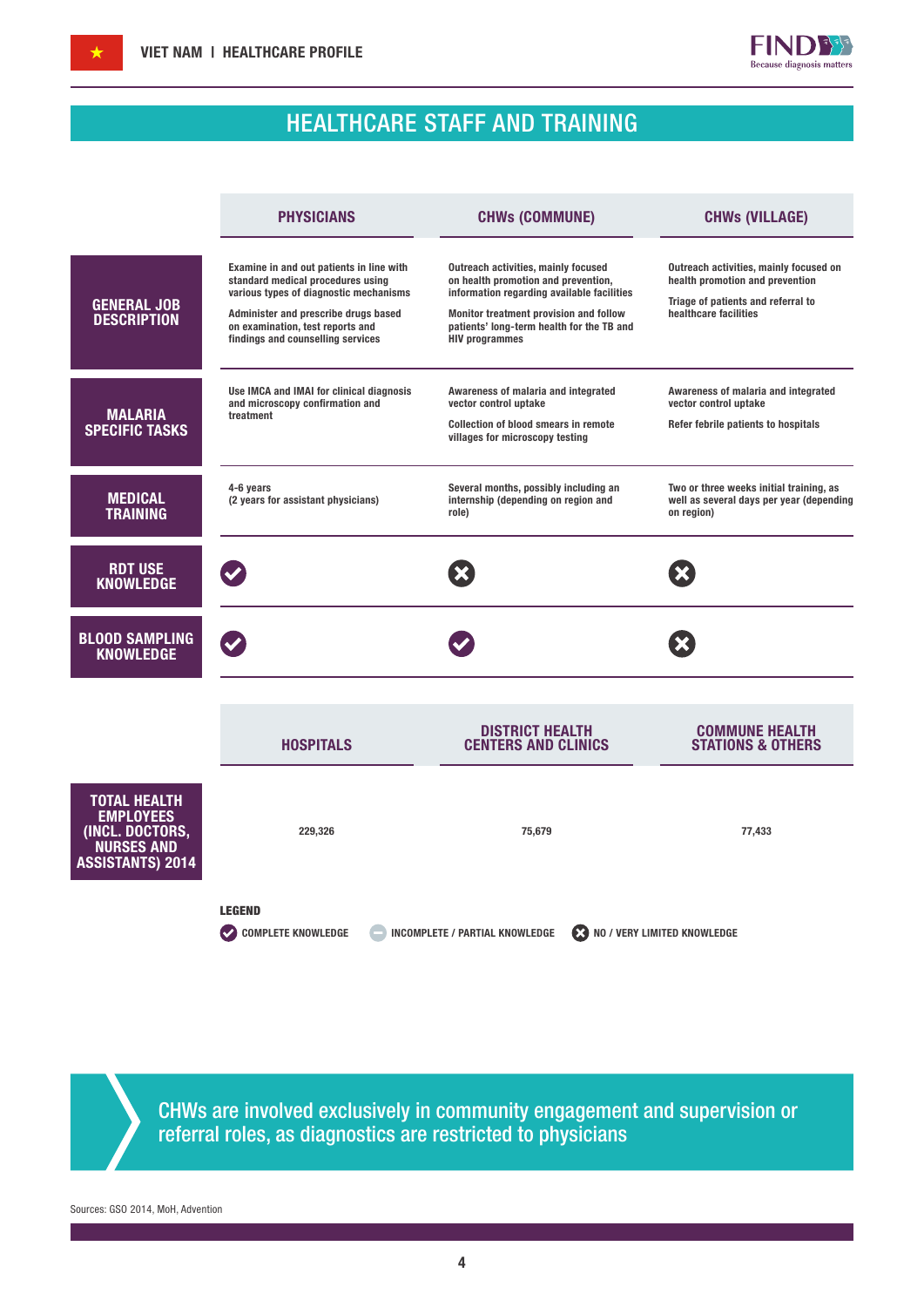# HEALTHCARE STAFF AND TRAINING

| | PHYSICIANS | CHWs (COMMUNE) | CHWs (VILLAGE) |
|---|---|---|---|
| **GENERAL JOB DESCRIPTION** | Examine in and out patients in line with standard medical procedures using various types of diagnostic mechanisms<br><br>Administer and prescribe drugs based on examination, test reports and findings and counselling services | Outreach activities, mainly focused on health promotion and prevention, information regarding available facilities<br><br>Monitor treatment provision and follow patients' long-term health for the TB and HIV programmes | Outreach activities, mainly focused on health promotion and prevention<br><br>Triage of patients and referral to healthcare facilities |
| **MALARIA SPECIFIC TASKS** | Use IMCA and IMAI for clinical diagnosis and microscopy confirmation and treatment | Awareness of malaria and integrated vector control uptake<br><br>Collection of blood smears in remote villages for microscopy testing | Awareness of malaria and integrated vector control uptake<br><br>Refer febrile patients to hospitals |
| **MEDICAL TRAINING** | 4-6 years<br>(2 years for assistant physicians) | Several months, possibly including an internship (depending on region and role) | Two or three weeks initial training, as well as several days per year (depending on region) |
| **RDT USE KNOWLEDGE** | ✔ Complete knowledge | ✖ No / very limited knowledge | ✖ No / very limited knowledge |
| **BLOOD SAMPLING KNOWLEDGE** | ✔ Complete knowledge | ✔ Complete knowledge | ✖ No / very limited knowledge |

| | HOSPITALS | DISTRICT HEALTH CENTERS AND CLINICS | COMMUNE HEALTH STATIONS & OTHERS |
|---|---|---|---|
| **TOTAL HEALTH EMPLOYEES (INCL. DOCTORS, NURSES AND ASSISTANTS) 2014** | 229,326 | 75,679 | 77,433 |

**LEGEND**

✔ COMPLETE KNOWLEDGE — INCOMPLETE / PARTIAL KNOWLEDGE ✖ NO / VERY LIMITED KNOWLEDGE

CHWs are involved exclusively in community engagement and supervision or referral roles, as diagnostics are restricted to physicians

Sources: GSO 2014, MoH, Advention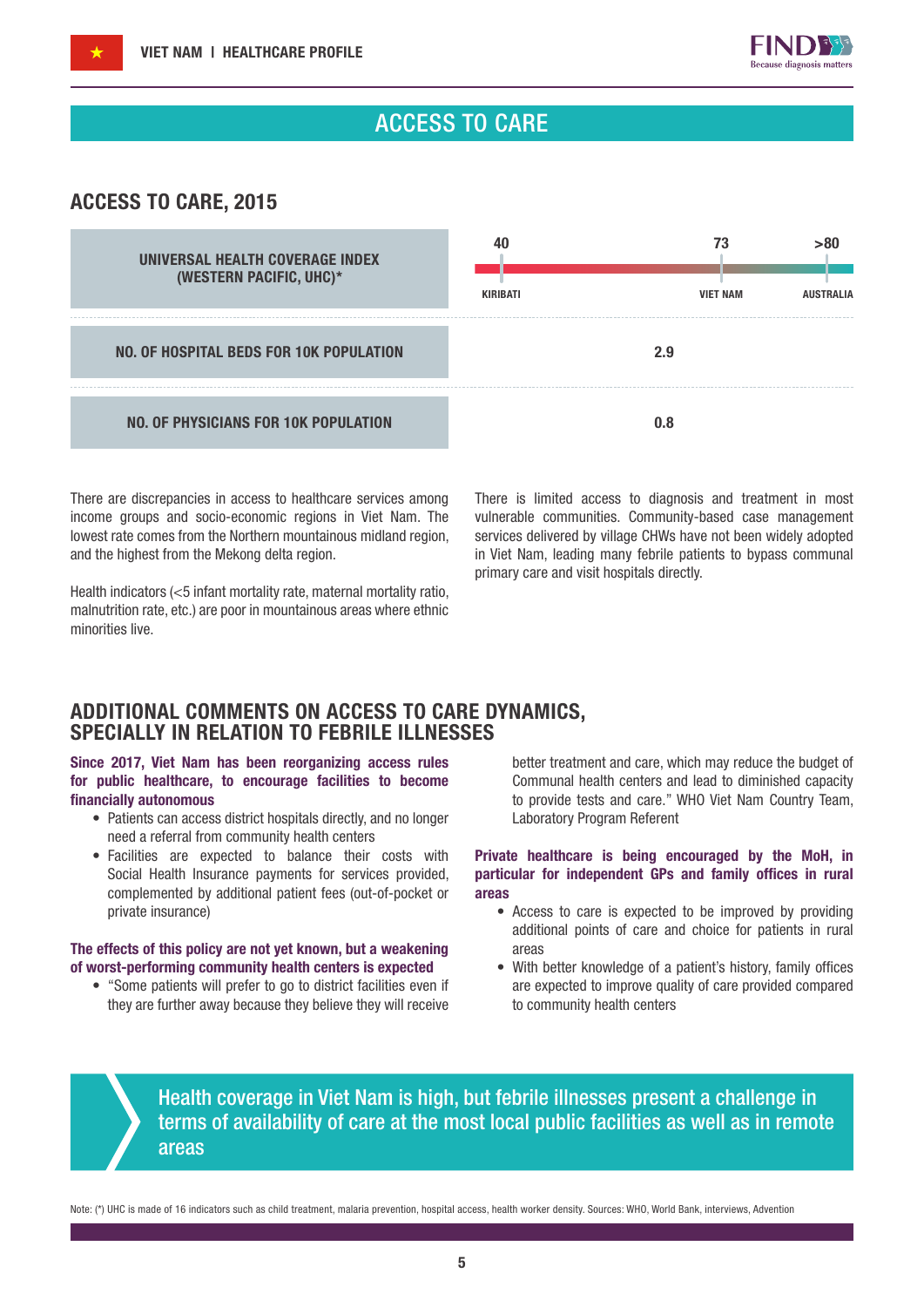# ACCESS TO CARE

## ACCESS TO CARE, 2015

**UNIVERSAL HEALTH COVERAGE INDEX (WESTERN PACIFIC, UHC)***

40
KIRIBATI

73
VIET NAM

>80
AUSTRALIA

| | |
|---|---|
| NO. OF HOSPITAL BEDS FOR 10K POPULATION | 2.9 |
| NO. OF PHYSICIANS FOR 10K POPULATION | 0.8 |

There are discrepancies in access to healthcare services among income groups and socio-economic regions in Viet Nam. The lowest rate comes from the Northern mountainous midland region, and the highest from the Mekong delta region.

Health indicators (<5 infant mortality rate, maternal mortality ratio, malnutrition rate, etc.) are poor in mountainous areas where ethnic minorities live.

There is limited access to diagnosis and treatment in most vulnerable communities. Community-based case management services delivered by village CHWs have not been widely adopted in Viet Nam, leading many febrile patients to bypass communal primary care and visit hospitals directly.

## ADDITIONAL COMMENTS ON ACCESS TO CARE DYNAMICS, SPECIALLY IN RELATION TO FEBRILE ILLNESSES

**Since 2017, Viet Nam has been reorganizing access rules for public healthcare, to encourage facilities to become financially autonomous**

- Patients can access district hospitals directly, and no longer need a referral from community health centers
- Facilities are expected to balance their costs with Social Health Insurance payments for services provided, complemented by additional patient fees (out-of-pocket or private insurance)

**The effects of this policy are not yet known, but a weakening of worst-performing community health centers is expected**

- "Some patients will prefer to go to district facilities even if they are further away because they believe they will receive better treatment and care, which may reduce the budget of Communal health centers and lead to diminished capacity to provide tests and care." WHO Viet Nam Country Team, Laboratory Program Referent

**Private healthcare is being encouraged by the MoH, in particular for independent GPs and family offices in rural areas**

- Access to care is expected to be improved by providing additional points of care and choice for patients in rural areas
- With better knowledge of a patient's history, family offices are expected to improve quality of care provided compared to community health centers

Health coverage in Viet Nam is high, but febrile illnesses present a challenge in terms of availability of care at the most local public facilities as well as in remote areas

Note: (*) UHC is made of 16 indicators such as child treatment, malaria prevention, hospital access, health worker density. Sources: WHO, World Bank, interviews, Advention